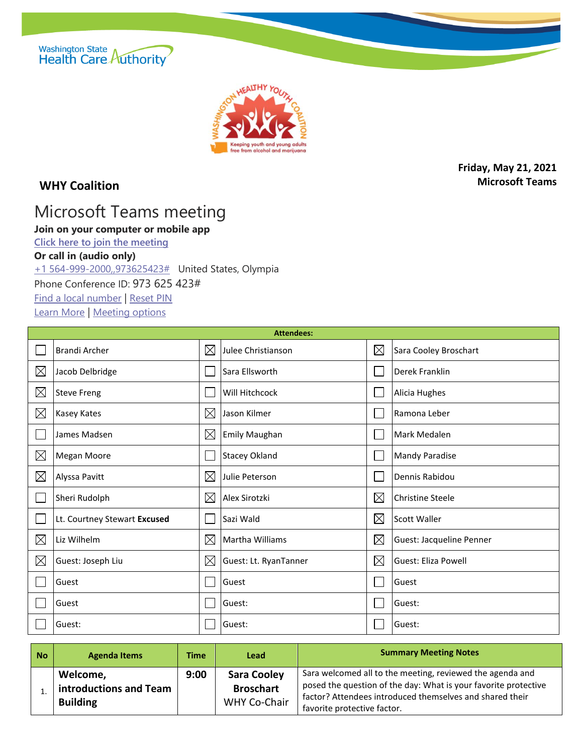Washington State Health Care Authority

WASHINGTON HEALTHY YOUTH COALITION
Keeping youth and young adults free from alcohol and marijuana

**Friday, May 21, 2021**
**Microsoft Teams**

## WHY Coalition

# Microsoft Teams meeting

**Join on your computer or mobile app**

[Click here to join the meeting]()

**Or call in (audio only)**

[+1 564-999-2000,,973625423#]() United States, Olympia

Phone Conference ID: 973 625 423#

[Find a local number]() | [Reset PIN]()

[Learn More]() | [Meeting options]()

| Attendees: | | | | | |
|---|---|---|---|---|---|
| ☐ | Brandi Archer | ☒ | Julee Christianson | ☒ | Sara Cooley Broschart |
| ☒ | Jacob Delbridge | ☐ | Sara Ellsworth | ☐ | Derek Franklin |
| ☒ | Steve Freng | ☐ | Will Hitchcock | ☐ | Alicia Hughes |
| ☒ | Kasey Kates | ☒ | Jason Kilmer | ☐ | Ramona Leber |
| ☐ | James Madsen | ☒ | Emily Maughan | ☐ | Mark Medalen |
| ☒ | Megan Moore | ☐ | Stacey Okland | ☐ | Mandy Paradise |
| ☒ | Alyssa Pavitt | ☒ | Julie Peterson | ☐ | Dennis Rabidou |
| ☐ | Sheri Rudolph | ☒ | Alex Sirotzki | ☒ | Christine Steele |
| ☐ | Lt. Courtney Stewart **Excused** | ☐ | Sazi Wald | ☒ | Scott Waller |
| ☒ | Liz Wilhelm | ☒ | Martha Williams | ☒ | Guest: Jacqueline Penner |
| ☒ | Guest: Joseph Liu | ☒ | Guest: Lt. RyanTanner | ☒ | Guest: Eliza Powell |
| ☐ | Guest | ☐ | Guest | ☐ | Guest |
| ☐ | Guest | ☐ | Guest: | ☐ | Guest: |
| ☐ | Guest: | ☐ | Guest: | ☐ | Guest: |

| No | Agenda Items | Time | Lead | Summary Meeting Notes |
|---|---|---|---|---|
| 1. | **Welcome, introductions and Team Building** | **9:00** | **Sara Cooley Broschart** WHY Co-Chair | Sara welcomed all to the meeting, reviewed the agenda and posed the question of the day: What is your favorite protective factor? Attendees introduced themselves and shared their favorite protective factor. |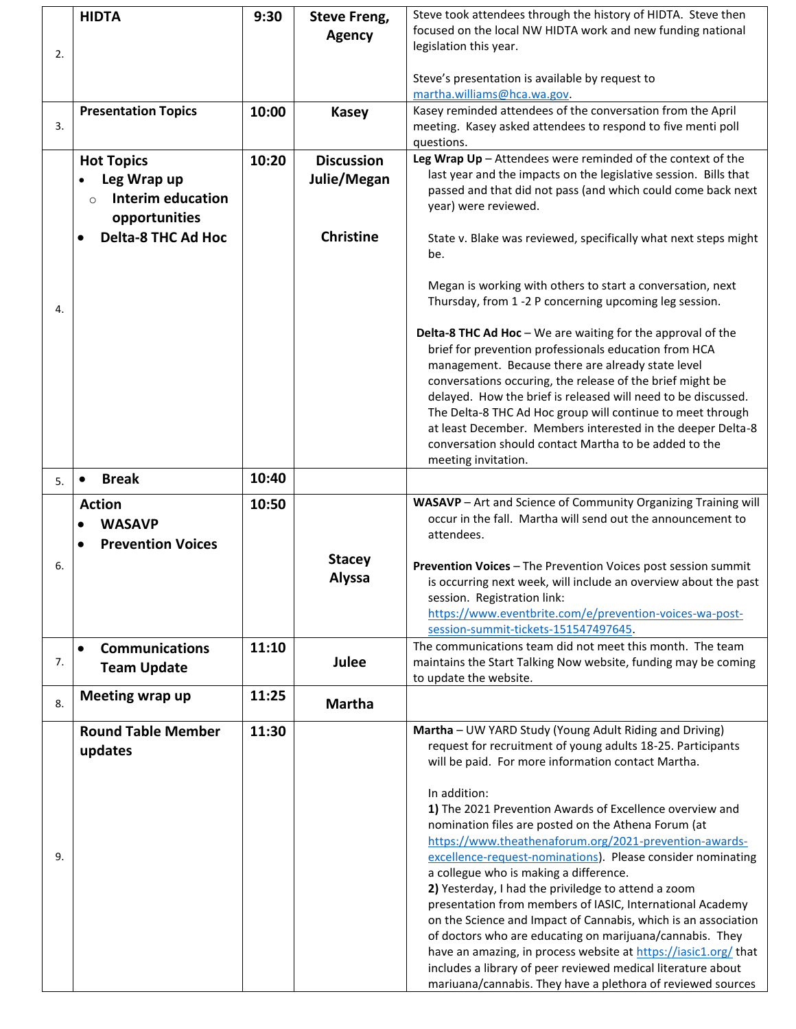| | | | | |
|---|---|---|---|---|
| 2. | **HIDTA** | **9:30** | **Steve Freng, Agency** | Steve took attendees through the history of HIDTA. Steve then focused on the local NW HIDTA work and new funding national legislation this year.<br><br>Steve's presentation is available by request to martha.williams@hca.wa.gov. |
| 3. | **Presentation Topics** | **10:00** | **Kasey** | Kasey reminded attendees of the conversation from the April meeting. Kasey asked attendees to respond to five menti poll questions. |
| 4. | **Hot Topics**<br>• **Leg Wrap up**<br>  ○ **Interim education opportunities**<br>• **Delta-8 THC Ad Hoc** | **10:20** | **Discussion Julie/Megan**<br><br>**Christine** | **Leg Wrap Up** – Attendees were reminded of the context of the last year and the impacts on the legislative session. Bills that passed and that did not pass (and which could come back next year) were reviewed.<br><br>State v. Blake was reviewed, specifically what next steps might be.<br><br>Megan is working with others to start a conversation, next Thursday, from 1 -2 P concerning upcoming leg session.<br><br>**Delta-8 THC Ad Hoc** – We are waiting for the approval of the brief for prevention professionals education from HCA management. Because there are already state level conversations occuring, the release of the brief might be delayed. How the brief is released will need to be discussed. The Delta-8 THC Ad Hoc group will continue to meet through at least December. Members interested in the deeper Delta-8 conversation should contact Martha to be added to the meeting invitation. |
| 5. | • **Break** | **10:40** | | |
| 6. | **Action**<br>• **WASAVP**<br>• **Prevention Voices** | **10:50** | **Stacey**<br>**Alyssa** | **WASAVP** – Art and Science of Community Organizing Training will occur in the fall. Martha will send out the announcement to attendees.<br><br>**Prevention Voices** – The Prevention Voices post session summit is occurring next week, will include an overview about the past session. Registration link: https://www.eventbrite.com/e/prevention-voices-wa-post-session-summit-tickets-151547497645. |
| 7. | • **Communications Team Update** | **11:10** | **Julee** | The communications team did not meet this month. The team maintains the Start Talking Now website, funding may be coming to update the website. |
| 8. | **Meeting wrap up** | **11:25** | **Martha** | |
| 9. | **Round Table Member updates** | **11:30** | | **Martha** – UW YARD Study (Young Adult Riding and Driving) request for recruitment of young adults 18-25. Participants will be paid. For more information contact Martha.<br><br>In addition:<br>**1)** The 2021 Prevention Awards of Excellence overview and nomination files are posted on the Athena Forum (at https://www.theathenaforum.org/2021-prevention-awards-excellence-request-nominations). Please consider nominating a collegue who is making a difference.<br>**2)** Yesterday, I had the priviledge to attend a zoom presentation from members of IASIC, International Academy on the Science and Impact of Cannabis, which is an association of doctors who are educating on marijuana/cannabis. They have an amazing, in process website at https://iasic1.org/ that includes a library of peer reviewed medical literature about mariuana/cannabis. They have a plethora of reviewed sources |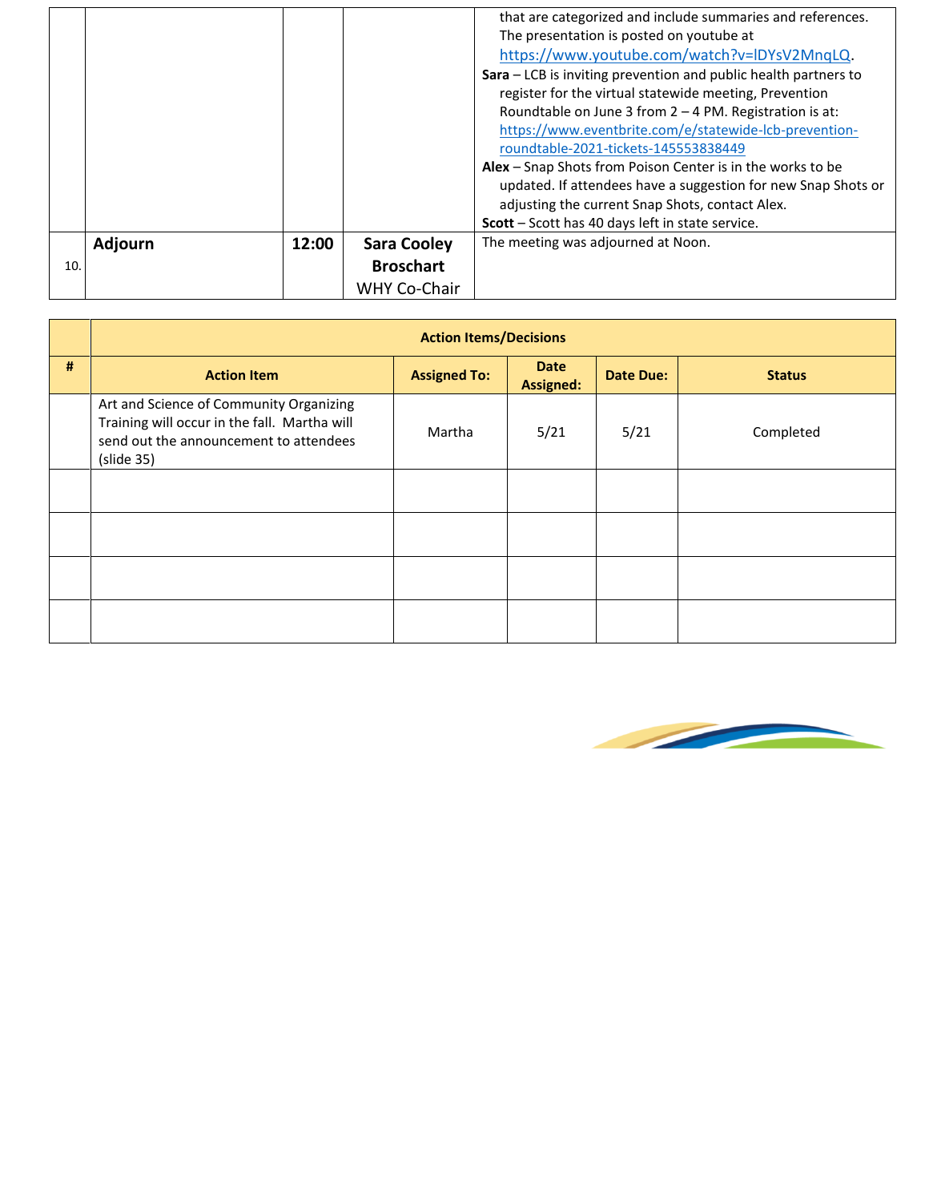| | | | | |
|---|---|---|---|---|
| | | | | that are categorized and include summaries and references. The presentation is posted on youtube at https://www.youtube.com/watch?v=lDYsV2MnqLQ.<br>**Sara** – LCB is inviting prevention and public health partners to register for the virtual statewide meeting, Prevention Roundtable on June 3 from 2 – 4 PM. Registration is at: https://www.eventbrite.com/e/statewide-lcb-prevention-roundtable-2021-tickets-145553838449<br>**Alex** – Snap Shots from Poison Center is in the works to be updated. If attendees have a suggestion for new Snap Shots or adjusting the current Snap Shots, contact Alex.<br>**Scott** – Scott has 40 days left in state service. |
| 10. | **Adjourn** | **12:00** | **Sara Cooley Broschart** WHY Co-Chair | The meeting was adjourned at Noon. |

| | **Action Items/Decisions** | | | | |
|---|---|---|---|---|---|
| **#** | **Action Item** | **Assigned To:** | **Date Assigned:** | **Date Due:** | **Status** |
| | Art and Science of Community Organizing Training will occur in the fall. Martha will send out the announcement to attendees (slide 35) | Martha | 5/21 | 5/21 | Completed |
| | | | | | |
| | | | | | |
| | | | | | |
| | | | | | |